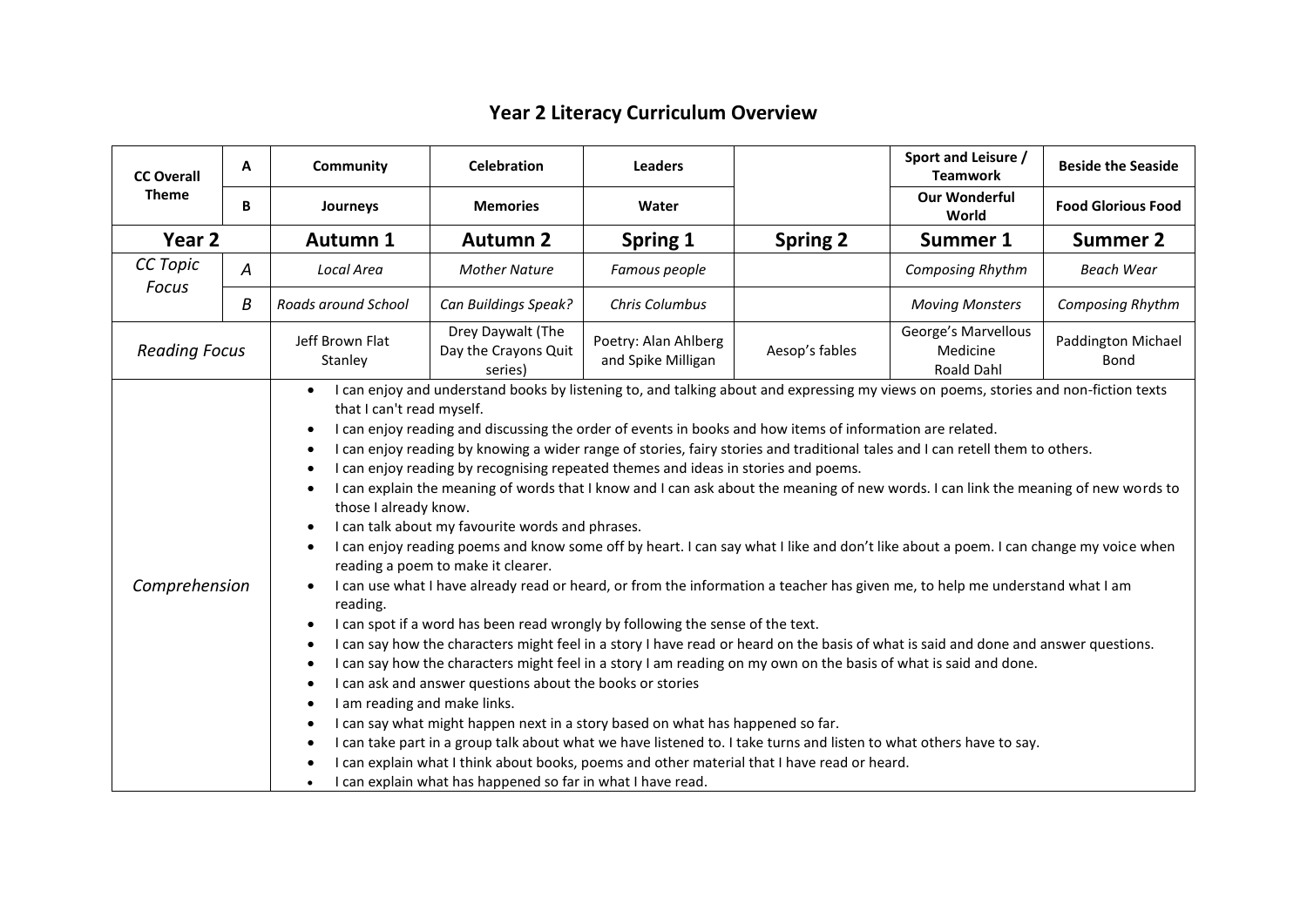# Year 2 Literacy Curriculum Overview

| CC Overall Theme | | Community | Celebration | Leaders | | Sport and Leisure / Teamwork | Beside the Seaside |
|---|---|---|---|---|---|---|---|
| | B | Journeys | Memories | Water | | Our Wonderful World | Food Glorious Food |
| **Year 2** | | **Autumn 1** | **Autumn 2** | **Spring 1** | **Spring 2** | **Summer 1** | **Summer 2** |
| *CC Topic Focus* | *A* | *Local Area* | *Mother Nature* | *Famous people* | | *Composing Rhythm* | *Beach Wear* |
| | *B* | *Roads around School* | *Can Buildings Speak?* | *Chris Columbus* | | *Moving Monsters* | *Composing Rhythm* |
| *Reading Focus* | | Jeff Brown Flat Stanley | Drey Daywalt (The Day the Crayons Quit series) | Poetry: Alan Ahlberg and Spike Milligan | Aesop's fables | George's Marvellous Medicine Roald Dahl | Paddington Michael Bond |

Note: in the first row, the second column reads "A".

*Comprehension*

- I can enjoy and understand books by listening to, and talking about and expressing my views on poems, stories and non-fiction texts that I can't read myself.
- I can enjoy reading and discussing the order of events in books and how items of information are related.
- I can enjoy reading by knowing a wider range of stories, fairy stories and traditional tales and I can retell them to others.
- I can enjoy reading by recognising repeated themes and ideas in stories and poems.
- I can explain the meaning of words that I know and I can ask about the meaning of new words. I can link the meaning of new words to those I already know.
- I can talk about my favourite words and phrases.
- I can enjoy reading poems and know some off by heart. I can say what I like and don't like about a poem. I can change my voice when reading a poem to make it clearer.
- I can use what I have already read or heard, or from the information a teacher has given me, to help me understand what I am reading.
- I can spot if a word has been read wrongly by following the sense of the text.
- I can say how the characters might feel in a story I have read or heard on the basis of what is said and done and answer questions.
- I can say how the characters might feel in a story I am reading on my own on the basis of what is said and done.
- I can ask and answer questions about the books or stories
- I am reading and make links.
- I can say what might happen next in a story based on what has happened so far.
- I can take part in a group talk about what we have listened to. I take turns and listen to what others have to say.
- I can explain what I think about books, poems and other material that I have read or heard.
- I can explain what has happened so far in what I have read.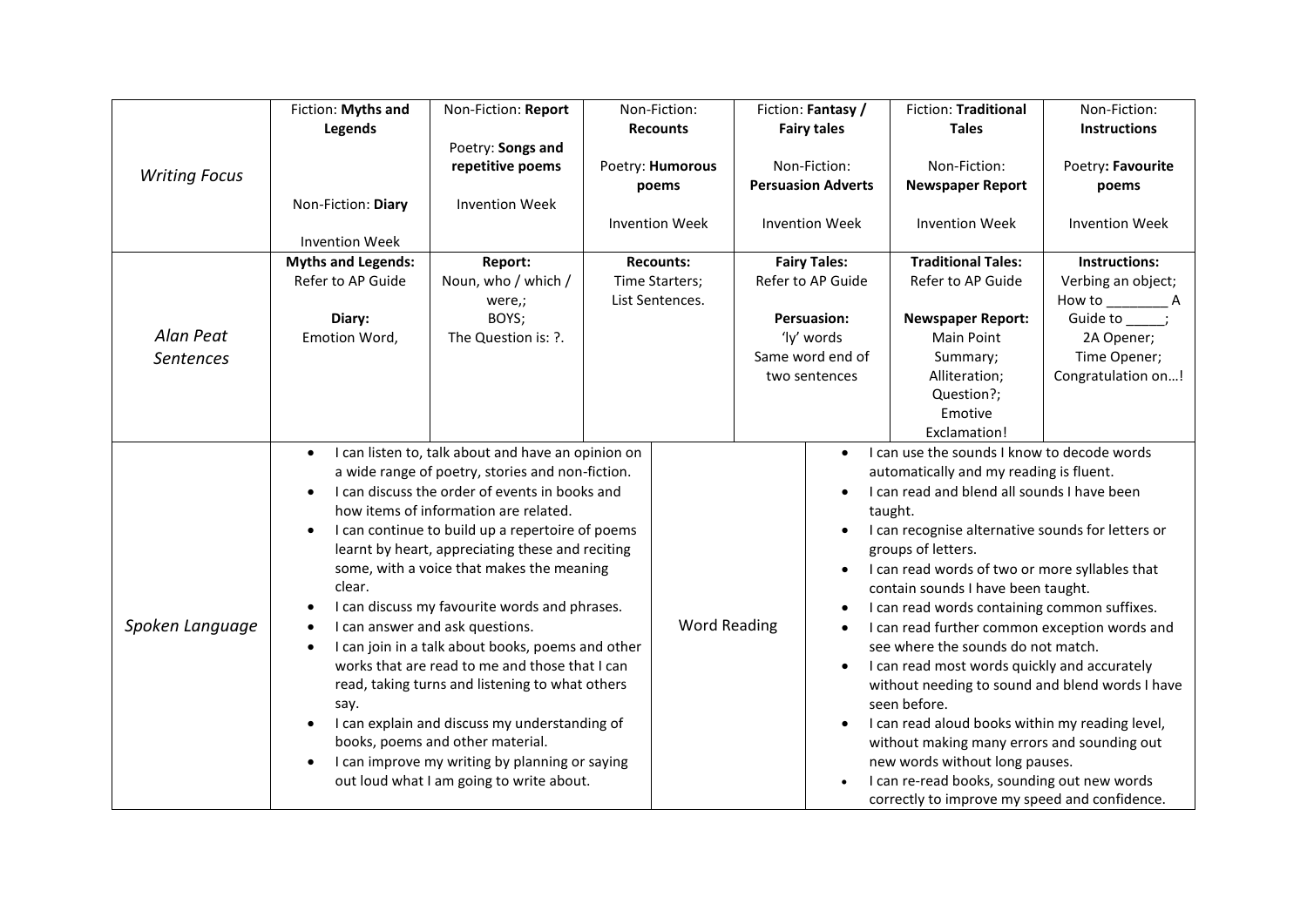| | | | | | | |
|---|---|---|---|---|---|---|
| *Writing Focus* | Fiction: **Myths and Legends**<br><br>Non-Fiction: **Diary**<br><br>Invention Week | Non-Fiction: **Report**<br><br>Poetry: **Songs and repetitive poems**<br><br>Invention Week | Non-Fiction: **Recounts**<br><br>Poetry: **Humorous poems**<br><br>Invention Week | Fiction: **Fantasy / Fairy tales**<br><br>Non-Fiction: **Persuasion Adverts**<br><br>Invention Week | Fiction: **Traditional Tales**<br><br>Non-Fiction: **Newspaper Report**<br><br>Invention Week | Non-Fiction: **Instructions**<br><br>Poetry**: Favourite poems**<br><br>Invention Week |
| *Alan Peat Sentences* | **Myths and Legends:**<br>Refer to AP Guide<br><br>**Diary:**<br>Emotion Word, | **Report:**<br>Noun, who / which / were,;<br>BOYS;<br>The Question is: ?. | **Recounts:**<br>Time Starters;<br>List Sentences. | **Fairy Tales:**<br>Refer to AP Guide<br><br>**Persuasion:**<br>'ly' words<br>Same word end of two sentences | **Traditional Tales:**<br>Refer to AP Guide<br><br>**Newspaper Report:**<br>Main Point Summary;<br>Alliteration;<br>Question?;<br>Emotive Exclamation! | **Instructions:**<br>Verbing an object;<br>How to ________ A Guide to _____;<br>2A Opener;<br>Time Opener;<br>Congratulation on…! |

| | | | |
|---|---|---|---|
| *Spoken Language* | • I can listen to, talk about and have an opinion on a wide range of poetry, stories and non-fiction.<br>• I can discuss the order of events in books and how items of information are related.<br>• I can continue to build up a repertoire of poems learnt by heart, appreciating these and reciting some, with a voice that makes the meaning clear.<br>• I can discuss my favourite words and phrases.<br>• I can answer and ask questions.<br>• I can join in a talk about books, poems and other works that are read to me and those that I can read, taking turns and listening to what others say.<br>• I can explain and discuss my understanding of books, poems and other material.<br>• I can improve my writing by planning or saying out loud what I am going to write about. | Word Reading | • I can use the sounds I know to decode words automatically and my reading is fluent.<br>• I can read and blend all sounds I have been taught.<br>• I can recognise alternative sounds for letters or groups of letters.<br>• I can read words of two or more syllables that contain sounds I have been taught.<br>• I can read words containing common suffixes.<br>• I can read further common exception words and see where the sounds do not match.<br>• I can read most words quickly and accurately without needing to sound and blend words I have seen before.<br>• I can read aloud books within my reading level, without making many errors and sounding out new words without long pauses.<br>• I can re-read books, sounding out new words correctly to improve my speed and confidence. |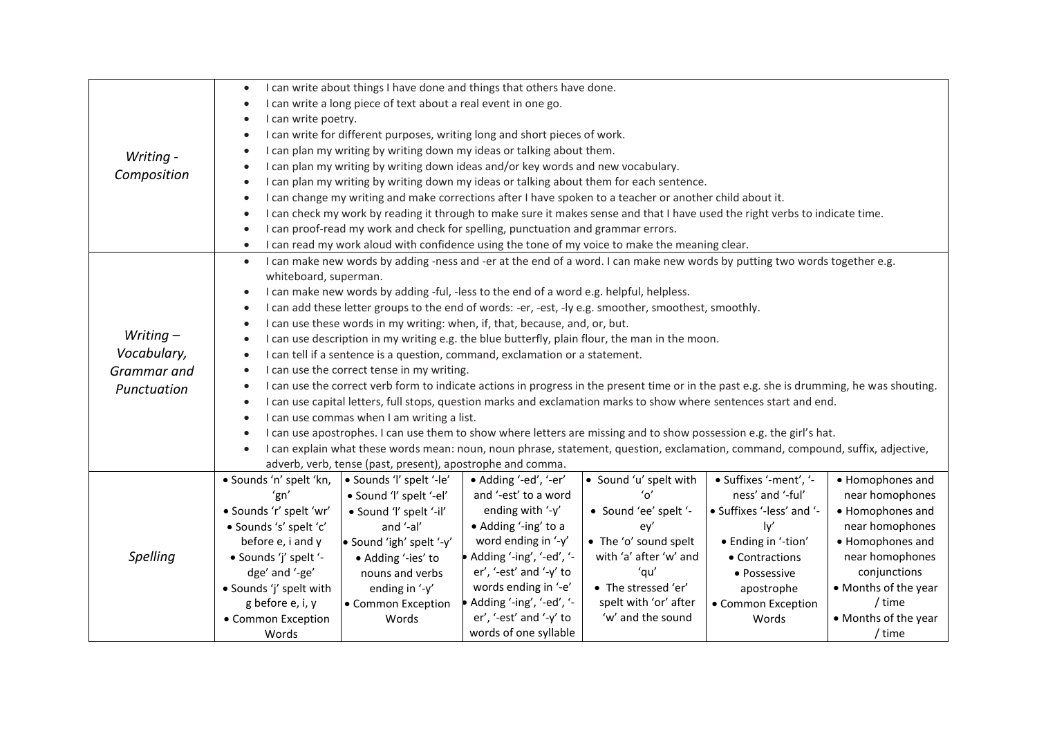| | | | | | | |
|---|---|---|---|---|---|---|
| *Writing - Composition* | • I can write about things I have done and things that others have done.<br>• I can write a long piece of text about a real event in one go.<br>• I can write poetry.<br>• I can write for different purposes, writing long and short pieces of work.<br>• I can plan my writing by writing down my ideas or talking about them.<br>• I can plan my writing by writing down ideas and/or key words and new vocabulary.<br>• I can plan my writing by writing down my ideas or talking about them for each sentence.<br>• I can change my writing and make corrections after I have spoken to a teacher or another child about it.<br>• I can check my work by reading it through to make sure it makes sense and that I have used the right verbs to indicate time.<br>• I can proof-read my work and check for spelling, punctuation and grammar errors.<br>• I can read my work aloud with confidence using the tone of my voice to make the meaning clear. | | | | | |
| *Writing – Vocabulary, Grammar and Punctuation* | • I can make new words by adding -ness and -er at the end of a word. I can make new words by putting two words together e.g. whiteboard, superman.<br>• I can make new words by adding -ful, -less to the end of a word e.g. helpful, helpless.<br>• I can add these letter groups to the end of words: -er, -est, -ly e.g. smoother, smoothest, smoothly.<br>• I can use these words in my writing: when, if, that, because, and, or, but.<br>• I can use description in my writing e.g. the blue butterfly, plain flour, the man in the moon.<br>• I can tell if a sentence is a question, command, exclamation or a statement.<br>• I can use the correct tense in my writing.<br>• I can use the correct verb form to indicate actions in progress in the present time or in the past e.g. she is drumming, he was shouting.<br>• I can use capital letters, full stops, question marks and exclamation marks to show where sentences start and end.<br>• I can use commas when I am writing a list.<br>• I can use apostrophes. I can use them to show where letters are missing and to show possession e.g. the girl's hat.<br>• I can explain what these words mean: noun, noun phrase, statement, question, exclamation, command, compound, suffix, adjective, adverb, verb, tense (past, present), apostrophe and comma. | | | | | |
| *Spelling* | • Sounds 'n' spelt 'kn, 'gn'<br>• Sounds 'r' spelt 'wr'<br>• Sounds 's' spelt 'c' before e, i and y<br>• Sounds 'j' spelt '-dge' and '-ge'<br>• Sounds 'j' spelt with g before e, i, y<br>• Common Exception Words | • Sounds 'l' spelt '-le'<br>• Sound 'l' spelt '-el'<br>• Sound 'l' spelt '-il' and '-al'<br>• Sound 'igh' spelt '-y'<br>• Adding '-ies' to nouns and verbs ending in '-y'<br>• Common Exception Words | • Adding '-ed', '-er' and '-est' to a word ending with '-y'<br>• Adding '-ing' to a word ending in '-y'<br>• Adding '-ing', '-ed', '-er', '-est' and '-y' to words ending in '-e'<br>• Adding '-ing', '-ed', '-er', '-est' and '-y' to words of one syllable | • Sound 'u' spelt with 'o'<br>• Sound 'ee' spelt '-ey'<br>• The 'o' sound spelt with 'a' after 'w' and 'qu'<br>• The stressed 'er' spelt with 'or' after 'w' and the sound | • Suffixes '-ment', '-ness' and '-ful'<br>• Suffixes '-less' and '-ly'<br>• Ending in '-tion'<br>• Contractions<br>• Possessive apostrophe<br>• Common Exception Words | • Homophones and near homophones<br>• Homophones and near homophones<br>• Homophones and near homophones conjunctions<br>• Months of the year / time<br>• Months of the year / time |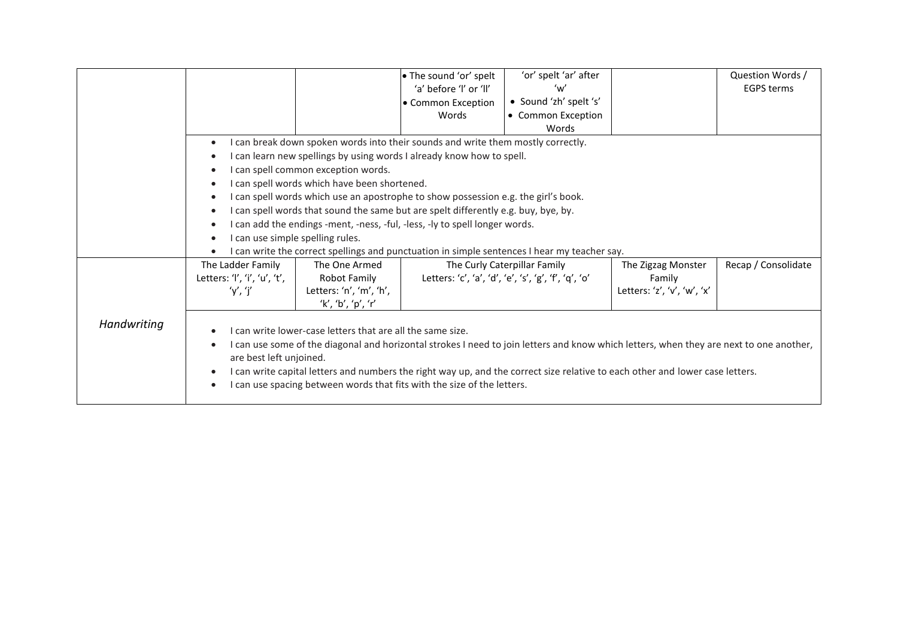| | | | | | | |
|---|---|---|---|---|---|---|
| | | | • The sound 'or' spelt 'a' before 'l' or 'll'<br>• Common Exception Words | 'or' spelt 'ar' after 'w'<br>• Sound 'zh' spelt 's'<br>• Common Exception Words | | Question Words / EGPS terms |
| | • I can break down spoken words into their sounds and write them mostly correctly.<br>• I can learn new spellings by using words I already know how to spell.<br>• I can spell common exception words.<br>• I can spell words which have been shortened.<br>• I can spell words which use an apostrophe to show possession e.g. the girl's book.<br>• I can spell words that sound the same but are spelt differently e.g. buy, bye, by.<br>• I can add the endings -ment, -ness, -ful, -less, -ly to spell longer words.<br>• I can use simple spelling rules.<br>• I can write the correct spellings and punctuation in simple sentences I hear my teacher say. | | | | | |
| *Handwriting* | The Ladder Family<br>Letters: 'l', 'i', 'u', 't', 'y', 'j' | The One Armed Robot Family<br>Letters: 'n', 'm', 'h', 'k', 'b', 'p', 'r' | The Curly Caterpillar Family<br>Letters: 'c', 'a', 'd', 'e', 's', 'g', 'f', 'q', 'o' | | The Zigzag Monster Family<br>Letters: 'z', 'v', 'w', 'x' | Recap / Consolidate |
| | • I can write lower-case letters that are all the same size.<br>• I can use some of the diagonal and horizontal strokes I need to join letters and know which letters, when they are next to one another, are best left unjoined.<br>• I can write capital letters and numbers the right way up, and the correct size relative to each other and lower case letters.<br>• I can use spacing between words that fits with the size of the letters. | | | | | |